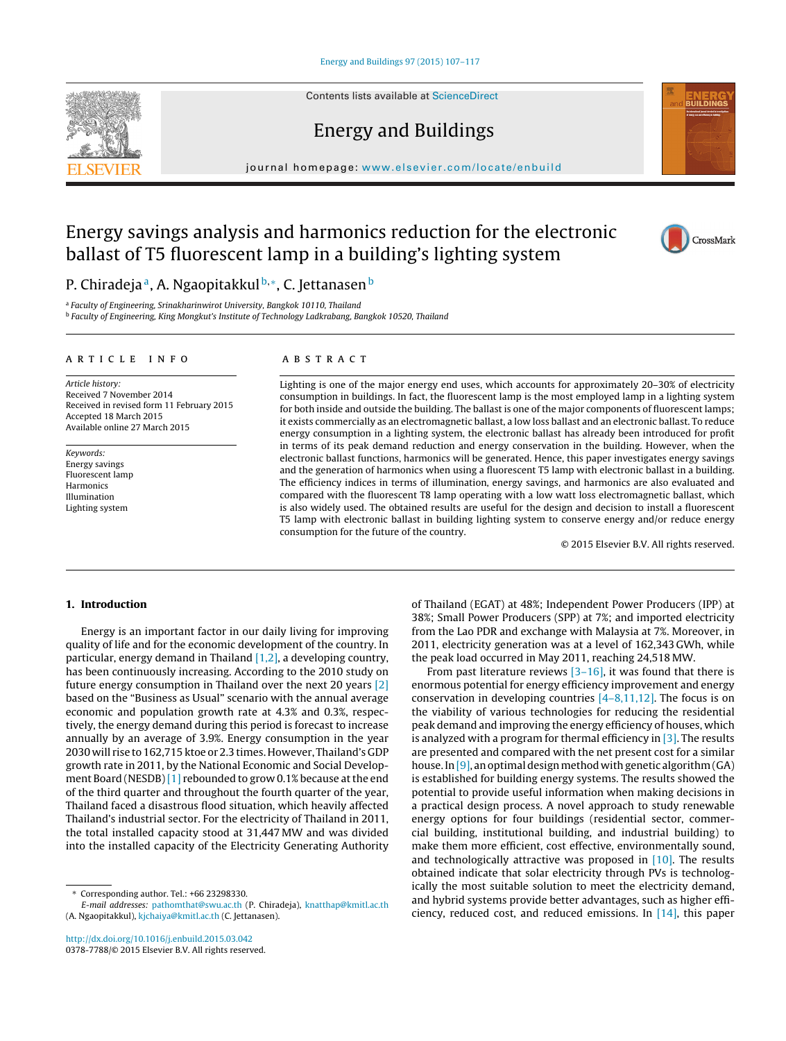# Energy savings analysis and harmonics reduction for the electronic ballast of T5 fluorescent lamp in a building's lighting system

P. Chiradeja [a], A. Ngaopitakkul [b,*], C. Jettanasen [b]

[a] Faculty of Engineering, Srinakharinwirot University, Bangkok 10110, Thailand

[b] Faculty of Engineering, King Mongkut's Institute of Technology Ladkrabang, Bangkok 10520, Thailand

## ARTICLE INFO

*Article history:*
Received 7 November 2014
Received in revised form 11 February 2015
Accepted 18 March 2015
Available online 27 March 2015

*Keywords:*
Energy savings
Fluorescent lamp
Harmonics
Illumination
Lighting system

## ABSTRACT

Lighting is one of the major energy end uses, which accounts for approximately 20–30% of electricity consumption in buildings. In fact, the fluorescent lamp is the most employed lamp in a lighting system for both inside and outside the building. The ballast is one of the major components of fluorescent lamps; it exists commercially as an electromagnetic ballast, a low loss ballast and an electronic ballast. To reduce energy consumption in a lighting system, the electronic ballast has already been introduced for profit in terms of its peak demand reduction and energy conservation in the building. However, when the electronic ballast functions, harmonics will be generated. Hence, this paper investigates energy savings and the generation of harmonics when using a fluorescent T5 lamp with electronic ballast in a building. The efficiency indices in terms of illumination, energy savings, and harmonics are also evaluated and compared with the fluorescent T8 lamp operating with a low watt loss electromagnetic ballast, which is also widely used. The obtained results are useful for the design and decision to install a fluorescent T5 lamp with electronic ballast in building lighting system to conserve energy and/or reduce energy consumption for the future of the country.

© 2015 Elsevier B.V. All rights reserved.

## 1. Introduction

Energy is an important factor in our daily living for improving quality of life and for the economic development of the country. In particular, energy demand in Thailand [1,2], a developing country, has been continuously increasing. According to the 2010 study on future energy consumption in Thailand over the next 20 years [2] based on the "Business as Usual" scenario with the annual average economic and population growth rate at 4.3% and 0.3%, respectively, the energy demand during this period is forecast to increase annually by an average of 3.9%. Energy consumption in the year 2030 will rise to 162,715 ktoe or 2.3 times. However, Thailand's GDP growth rate in 2011, by the National Economic and Social Development Board (NESDB) [1] rebounded to grow 0.1% because at the end of the third quarter and throughout the fourth quarter of the year, Thailand faced a disastrous flood situation, which heavily affected Thailand's industrial sector. For the electricity of Thailand in 2011, the total installed capacity stood at 31,447 MW and was divided into the installed capacity of the Electricity Generating Authority of Thailand (EGAT) at 48%; Independent Power Producers (IPP) at 38%; Small Power Producers (SPP) at 7%; and imported electricity from the Lao PDR and exchange with Malaysia at 7%. Moreover, in 2011, electricity generation was at a level of 162,343 GWh, while the peak load occurred in May 2011, reaching 24,518 MW.

From past literature reviews [3–16], it was found that there is enormous potential for energy efficiency improvement and energy conservation in developing countries [4–8,11,12]. The focus is on the viability of various technologies for reducing the residential peak demand and improving the energy efficiency of houses, which is analyzed with a program for thermal efficiency in [3]. The results are presented and compared with the net present cost for a similar house. In [9], an optimal design method with genetic algorithm (GA) is established for building energy systems. The results showed the potential to provide useful information when making decisions in a practical design process. A novel approach to study renewable energy options for four buildings (residential sector, commercial building, institutional building, and industrial building) to make them more efficient, cost effective, environmentally sound, and technologically attractive was proposed in [10]. The results obtained indicate that solar electricity through PVs is technologically the most suitable solution to meet the electricity demand, and hybrid systems provide better advantages, such as higher efficiency, reduced cost, and reduced emissions. In [14], this paper

---

* Corresponding author. Tel.: +66 23298330.
*E-mail addresses:* pathomthat@swu.ac.th (P. Chiradeja), knatthap@kmitl.ac.th (A. Ngaopitakkul), kjchaiya@kmitl.ac.th (C. Jettanasen).

http://dx.doi.org/10.1016/j.enbuild.2015.03.042
0378-7788/© 2015 Elsevier B.V. All rights reserved.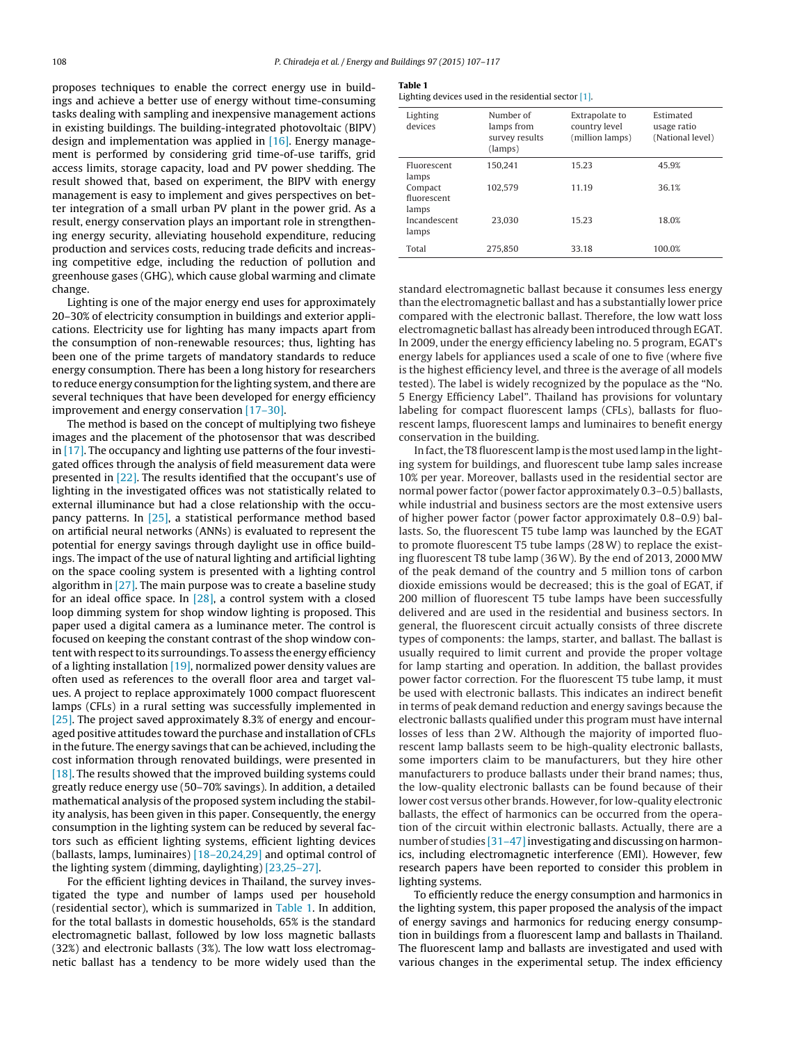proposes techniques to enable the correct energy use in buildings and achieve a better use of energy without time-consuming tasks dealing with sampling and inexpensive management actions in existing buildings. The building-integrated photovoltaic (BIPV) design and implementation was applied in [16]. Energy management is performed by considering grid time-of-use tariffs, grid access limits, storage capacity, load and PV power shedding. The result showed that, based on experiment, the BIPV with energy management is easy to implement and gives perspectives on better integration of a small urban PV plant in the power grid. As a result, energy conservation plays an important role in strengthening energy security, alleviating household expenditure, reducing production and services costs, reducing trade deficits and increasing competitive edge, including the reduction of pollution and greenhouse gases (GHG), which cause global warming and climate change.

Lighting is one of the major energy end uses for approximately 20–30% of electricity consumption in buildings and exterior applications. Electricity use for lighting has many impacts apart from the consumption of non-renewable resources; thus, lighting has been one of the prime targets of mandatory standards to reduce energy consumption. There has been a long history for researchers to reduce energy consumption for the lighting system, and there are several techniques that have been developed for energy efficiency improvement and energy conservation [17–30].

The method is based on the concept of multiplying two fisheye images and the placement of the photosensor that was described in [17]. The occupancy and lighting use patterns of the four investigated offices through the analysis of field measurement data were presented in [22]. The results identified that the occupant's use of lighting in the investigated offices was not statistically related to external illuminance but had a close relationship with the occupancy patterns. In [25], a statistical performance method based on artificial neural networks (ANNs) is evaluated to represent the potential for energy savings through daylight use in office buildings. The impact of the use of natural lighting and artificial lighting on the space cooling system is presented with a lighting control algorithm in [27]. The main purpose was to create a baseline study for an ideal office space. In [28], a control system with a closed loop dimming system for shop window lighting is proposed. This paper used a digital camera as a luminance meter. The control is focused on keeping the constant contrast of the shop window content with respect to its surroundings. To assess the energy efficiency of a lighting installation [19], normalized power density values are often used as references to the overall floor area and target values. A project to replace approximately 1000 compact fluorescent lamps (CFLs) in a rural setting was successfully implemented in [25]. The project saved approximately 8.3% of energy and encouraged positive attitudes toward the purchase and installation of CFLs in the future. The energy savings that can be achieved, including the cost information through renovated buildings, were presented in [18]. The results showed that the improved building systems could greatly reduce energy use (50–70% savings). In addition, a detailed mathematical analysis of the proposed system including the stability analysis, has been given in this paper. Consequently, the energy consumption in the lighting system can be reduced by several factors such as efficient lighting devices (ballasts, lamps, luminaires) [18–20,24,29] and optimal control of the lighting system (dimming, daylighting) [23,25–27].

For the efficient lighting devices in Thailand, the survey investigated the type and number of lamps used per household (residential sector), which is summarized in Table 1. In addition, for the total ballasts in domestic households, 65% is the standard electromagnetic ballast, followed by low loss magnetic ballasts (32%) and electronic ballasts (3%). The low watt loss electromagnetic ballast has a tendency to be more widely used than the standard electromagnetic ballast because it consumes less energy than the electromagnetic ballast and has a substantially lower price compared with the electronic ballast. Therefore, the low watt loss electromagnetic ballast has already been introduced through EGAT. In 2009, under the energy efficiency labeling no. 5 program, EGAT's energy labels for appliances used a scale of one to five (where five is the highest efficiency level, and three is the average of all models tested). The label is widely recognized by the populace as the "No. 5 Energy Efficiency Label". Thailand has provisions for voluntary labeling for compact fluorescent lamps (CFLs), ballasts for fluorescent lamps, fluorescent lamps and luminaires to benefit energy conservation in the building.

**Table 1**
Lighting devices used in the residential sector [1].

| Lighting devices | Number of lamps from survey results (lamps) | Extrapolate to country level (million lamps) | Estimated usage ratio (National level) |
|---|---|---|---|
| Fluorescent lamps | 150,241 | 15.23 | 45.9% |
| Compact fluorescent lamps | 102,579 | 11.19 | 36.1% |
| Incandescent lamps | 23,030 | 15.23 | 18.0% |
| Total | 275,850 | 33.18 | 100.0% |

In fact, the T8 fluorescent lamp is the most used lamp in the lighting system for buildings, and fluorescent tube lamp sales increase 10% per year. Moreover, ballasts used in the residential sector are normal power factor (power factor approximately 0.3–0.5) ballasts, while industrial and business sectors are the most extensive users of higher power factor (power factor approximately 0.8–0.9) ballasts. So, the fluorescent T5 tube lamp was launched by the EGAT to promote fluorescent T5 tube lamps (28 W) to replace the existing fluorescent T8 tube lamp (36 W). By the end of 2013, 2000 MW of the peak demand of the country and 5 million tons of carbon dioxide emissions would be decreased; this is the goal of EGAT, if 200 million of fluorescent T5 tube lamps have been successfully delivered and are used in the residential and business sectors. In general, the fluorescent circuit actually consists of three discrete types of components: the lamps, starter, and ballast. The ballast is usually required to limit current and provide the proper voltage for lamp starting and operation. In addition, the ballast provides power factor correction. For the fluorescent T5 tube lamp, it must be used with electronic ballasts. This indicates an indirect benefit in terms of peak demand reduction and energy savings because the electronic ballasts qualified under this program must have internal losses of less than 2 W. Although the majority of imported fluorescent lamp ballasts seem to be high-quality electronic ballasts, some importers claim to be manufacturers, but they hire other manufacturers to produce ballasts under their brand names; thus, the low-quality electronic ballasts can be found because of their lower cost versus other brands. However, for low-quality electronic ballasts, the effect of harmonics can be occurred from the operation of the circuit within electronic ballasts. Actually, there are a number of studies [31–47] investigating and discussing on harmonics, including electromagnetic interference (EMI). However, few research papers have been reported to consider this problem in lighting systems.

To efficiently reduce the energy consumption and harmonics in the lighting system, this paper proposed the analysis of the impact of energy savings and harmonics for reducing energy consumption in buildings from a fluorescent lamp and ballasts in Thailand. The fluorescent lamp and ballasts are investigated and used with various changes in the experimental setup. The index efficiency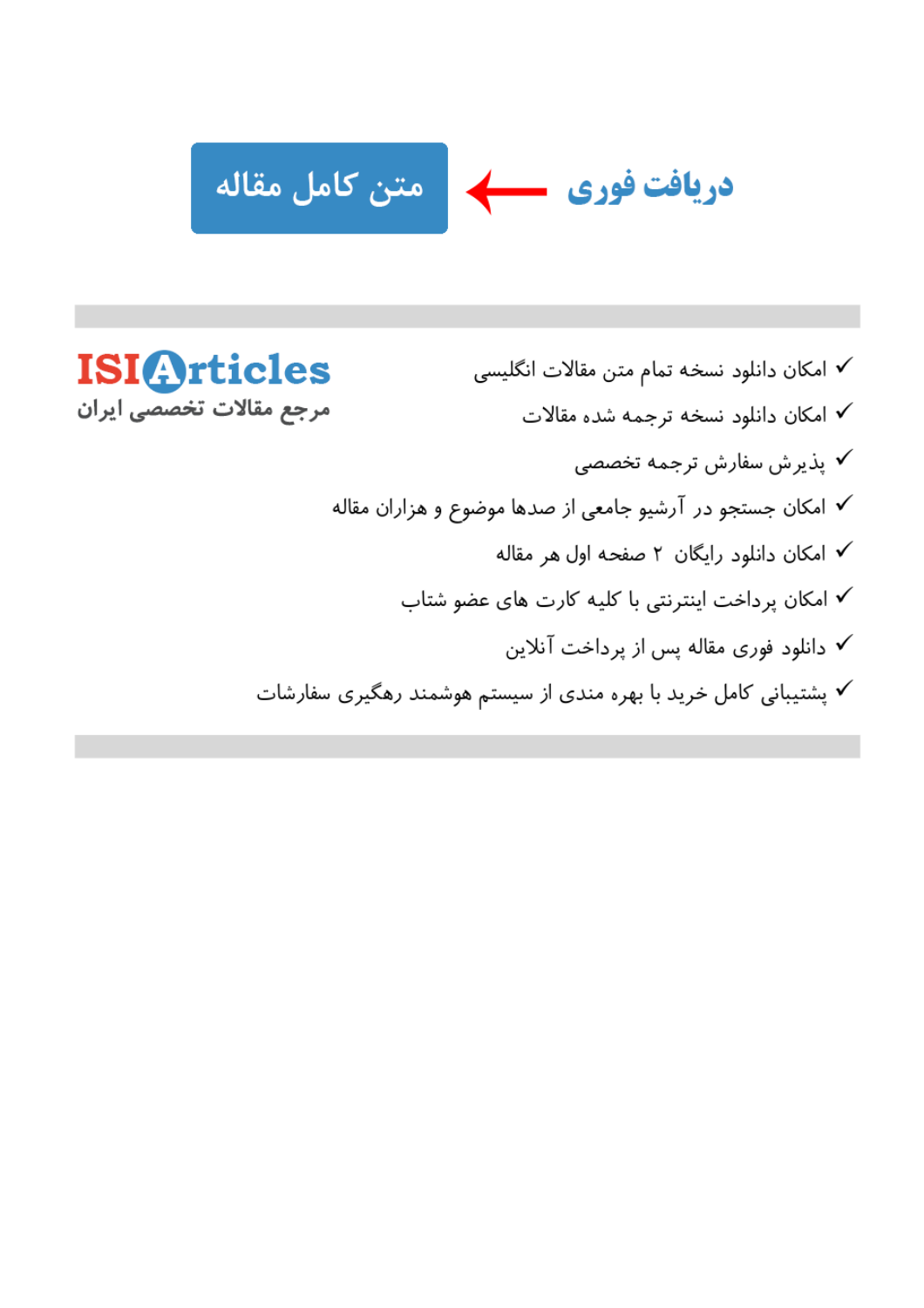دریافت فوری ← متن کامل مقاله

ISIArticles
مرجع مقالات تخصصی ایران

- ✓ امکان دانلود نسخه تمام متن مقالات انگلیسی
- ✓ امکان دانلود نسخه ترجمه شده مقالات
- ✓ پذیرش سفارش ترجمه تخصصی
- ✓ امکان جستجو در آرشیو جامعی از صدها موضوع و هزاران مقاله
- ✓ امکان دانلود رایگان ۲ صفحه اول هر مقاله
- ✓ امکان پرداخت اینترنتی با کلیه کارت های عضو شتاب
- ✓ دانلود فوری مقاله پس از پرداخت آنلاین
- ✓ پشتیبانی کامل خرید با بهره مندی از سیستم هوشمند رهگیری سفارشات